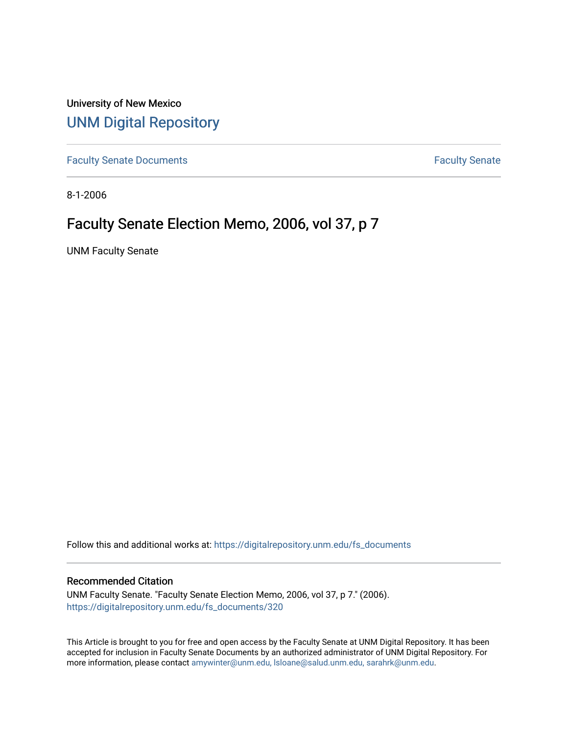University of New Mexico

# UNM Digital Repository

Faculty Senate Documents

Faculty Senate

8-1-2006

## Faculty Senate Election Memo, 2006, vol 37, p 7

UNM Faculty Senate

Follow this and additional works at: https://digitalrepository.unm.edu/fs_documents

### Recommended Citation

UNM Faculty Senate. "Faculty Senate Election Memo, 2006, vol 37, p 7." (2006). https://digitalrepository.unm.edu/fs_documents/320

This Article is brought to you for free and open access by the Faculty Senate at UNM Digital Repository. It has been accepted for inclusion in Faculty Senate Documents by an authorized administrator of UNM Digital Repository. For more information, please contact amywinter@unm.edu, lsloane@salud.unm.edu, sarahrk@unm.edu.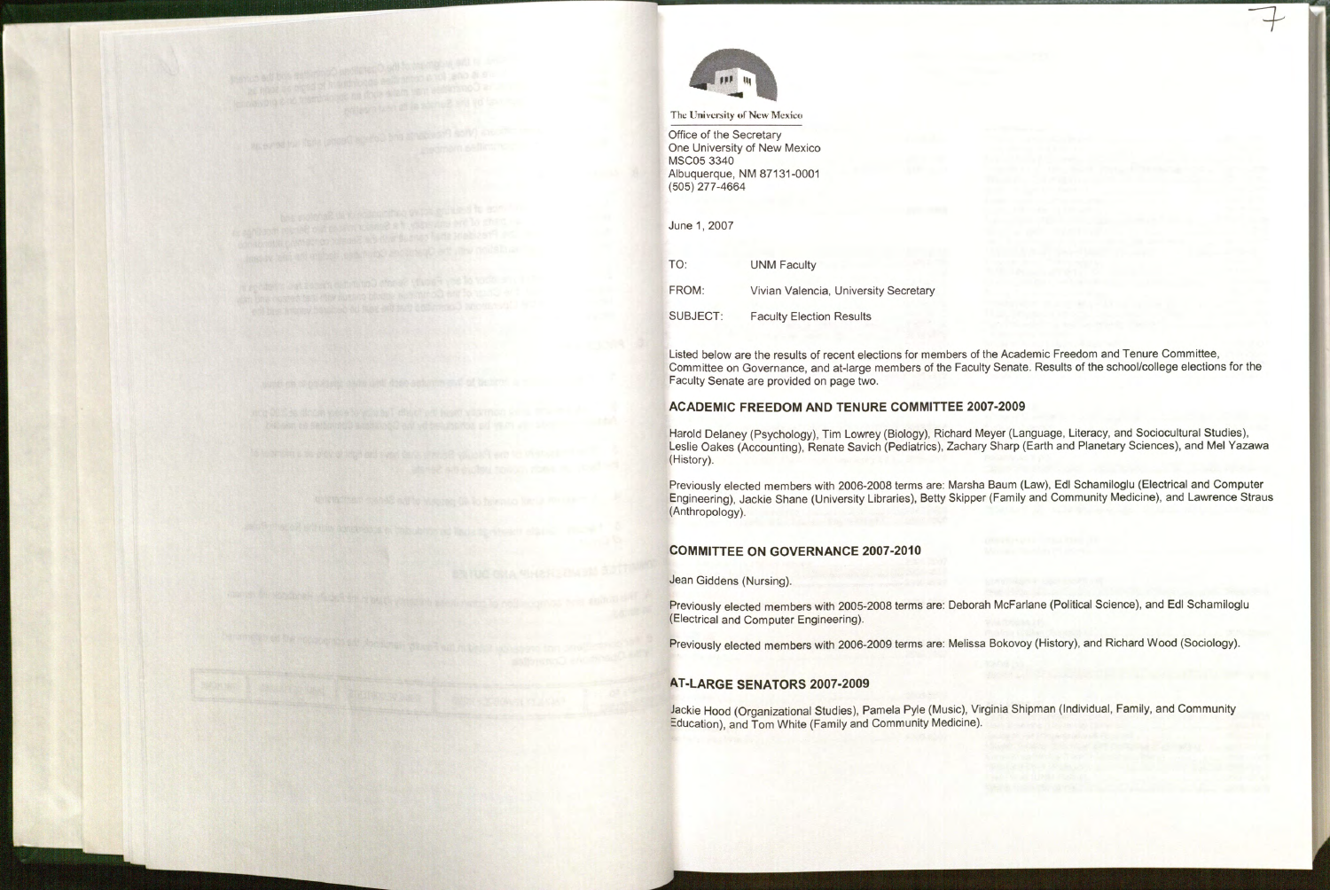The University of New Mexico

Office of the Secretary
One University of New Mexico
MSC05 3340
Albuquerque, NM 87131-0001
(505) 277-4664

June 1, 2007

TO: UNM Faculty

FROM: Vivian Valencia, University Secretary

SUBJECT: Faculty Election Results

Listed below are the results of recent elections for members of the Academic Freedom and Tenure Committee, Committee on Governance, and at-large members of the Faculty Senate. Results of the school/college elections for the Faculty Senate are provided on page two.

## ACADEMIC FREEDOM AND TENURE COMMITTEE 2007-2009

Harold Delaney (Psychology), Tim Lowrey (Biology), Richard Meyer (Language, Literacy, and Sociocultural Studies), Leslie Oakes (Accounting), Renate Savich (Pediatrics), Zachary Sharp (Earth and Planetary Sciences), and Mel Yazawa (History).

Previously elected members with 2006-2008 terms are: Marsha Baum (Law), Edl Schamiloglu (Electrical and Computer Engineering), Jackie Shane (University Libraries), Betty Skipper (Family and Community Medicine), and Lawrence Straus (Anthropology).

## COMMITTEE ON GOVERNANCE 2007-2010

Jean Giddens (Nursing).

Previously elected members with 2005-2008 terms are: Deborah McFarlane (Political Science), and Edl Schamiloglu (Electrical and Computer Engineering).

Previously elected members with 2006-2009 terms are: Melissa Bokovoy (History), and Richard Wood (Sociology).

## AT-LARGE SENATORS 2007-2009

Jackie Hood (Organizational Studies), Pamela Pyle (Music), Virginia Shipman (Individual, Family, and Community Education), and Tom White (Family and Community Medicine).